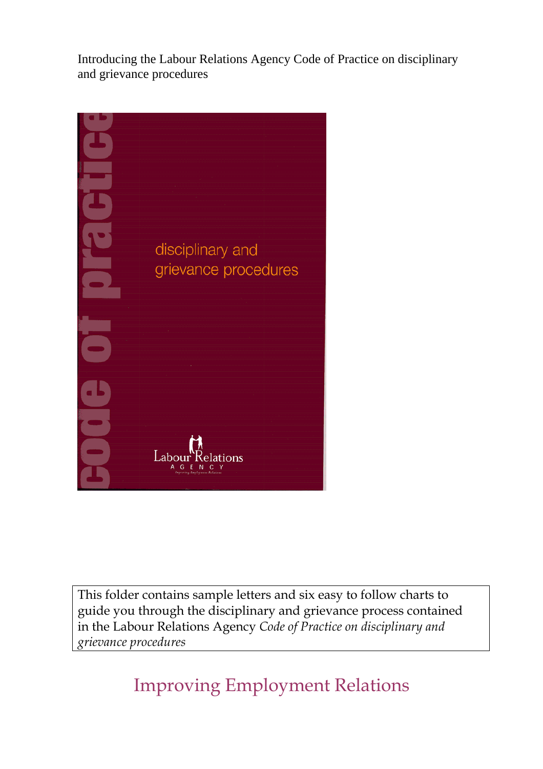Introducing the Labour Relations Agency Code of Practice on disciplinary and grievance procedures

code of practice

disciplinary and grievance procedures

Labour Relations AGENCY

Improving Employment Relations

This folder contains sample letters and six easy to follow charts to guide you through the disciplinary and grievance process contained in the Labour Relations Agency *Code of Practice on disciplinary and grievance procedures*

Improving Employment Relations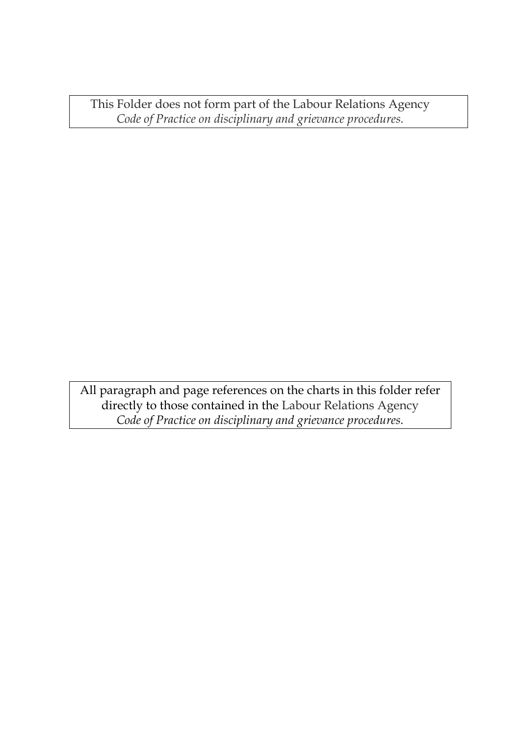This Folder does not form part of the Labour Relations Agency *Code of Practice on disciplinary and grievance procedures.*

All paragraph and page references on the charts in this folder refer directly to those contained in the Labour Relations Agency *Code of Practice on disciplinary and grievance procedures.*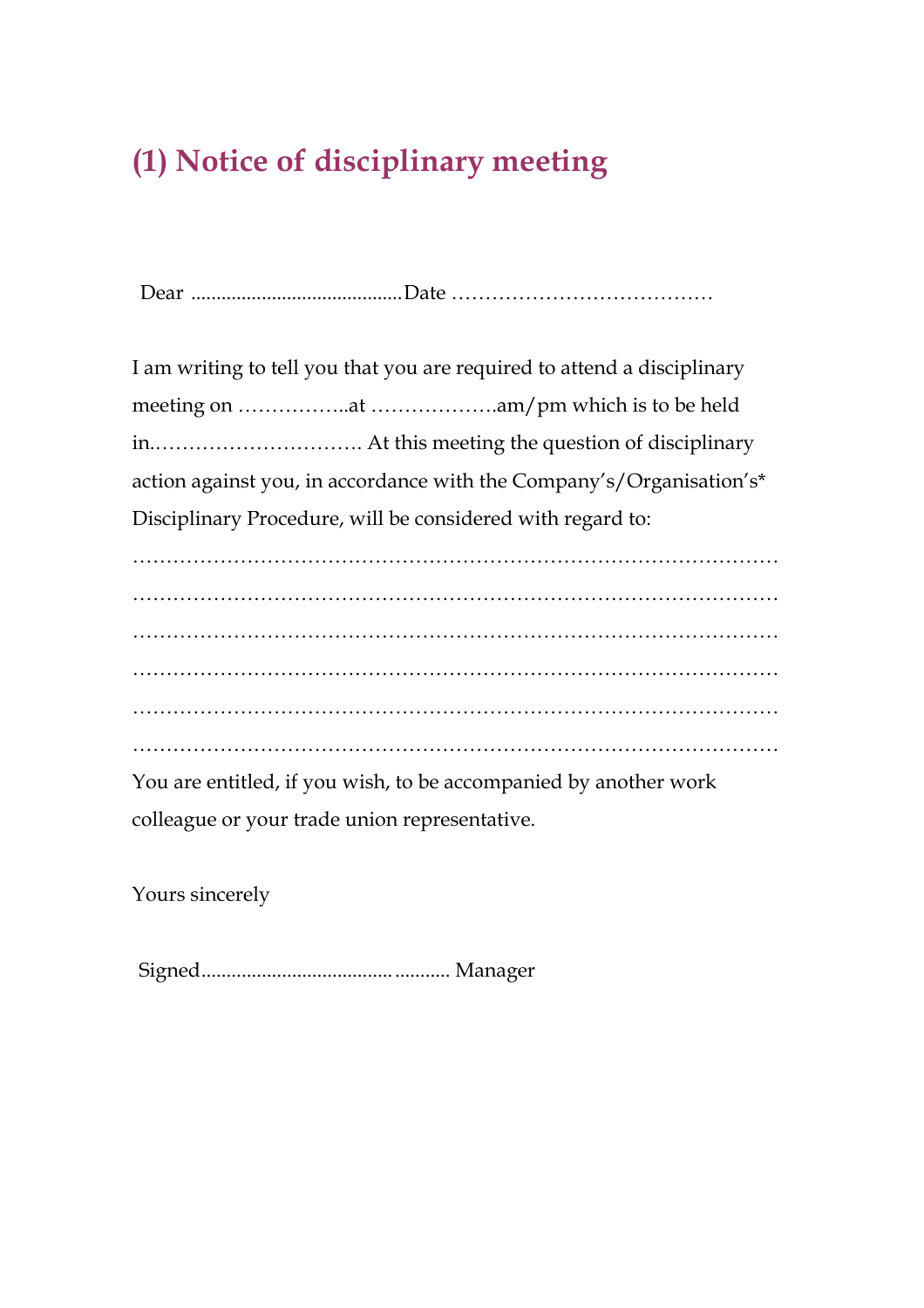# (1) Notice of disciplinary meeting

Dear ..........................................Date …………………………………

I am writing to tell you that you are required to attend a disciplinary meeting on ……………..at ……………….am/pm which is to be held in.…………………………. At this meeting the question of disciplinary action against you, in accordance with the Company's/Organisation's* Disciplinary Procedure, will be considered with regard to:

………………………………………………………………………………………
………………………………………………………………………………………
………………………………………………………………………………………
………………………………………………………………………………………
………………………………………………………………………………………
………………………………………………………………………………………

You are entitled, if you wish, to be accompanied by another work colleague or your trade union representative.

Yours sincerely

Signed.............................................. Manager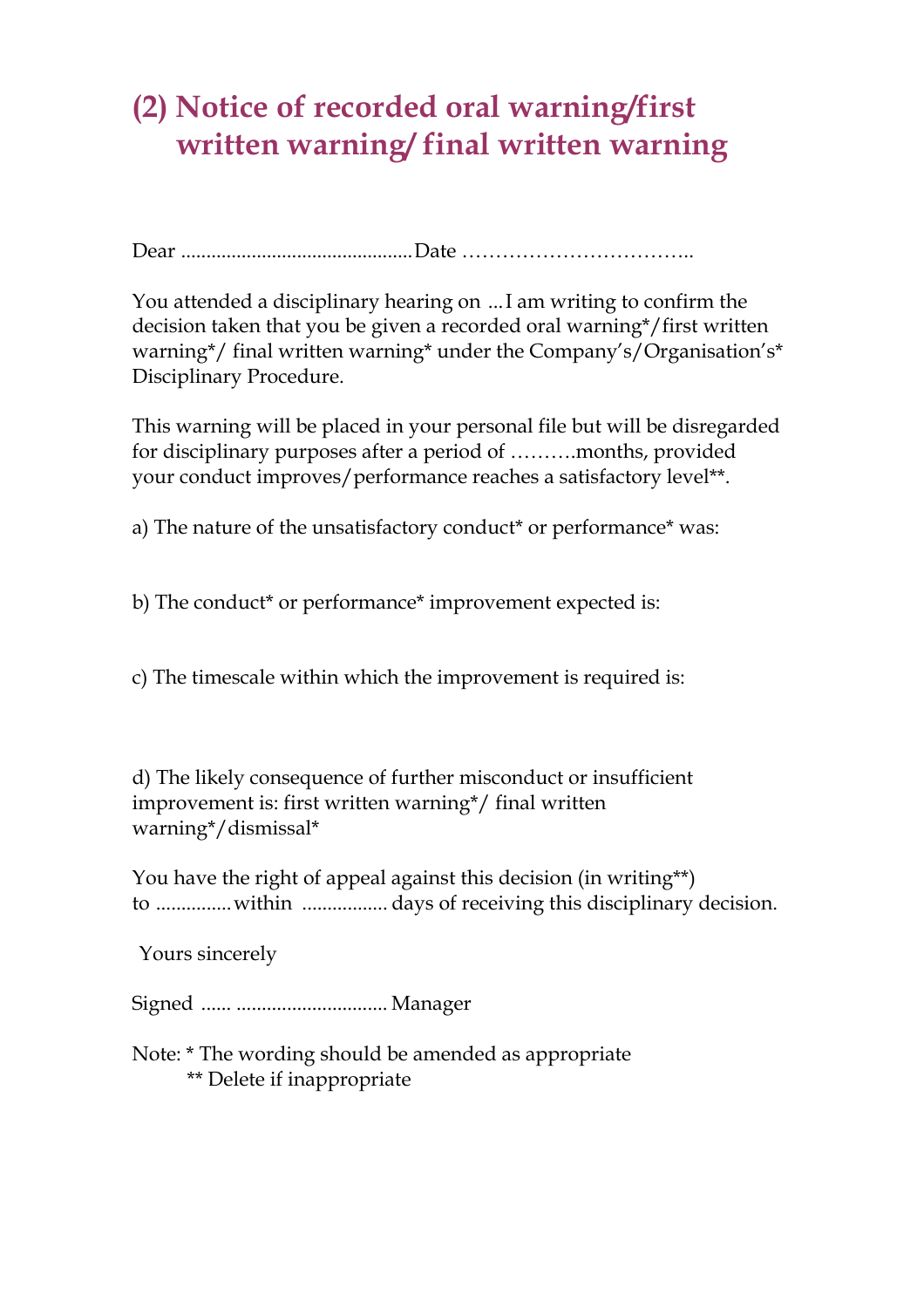## (2) Notice of recorded oral warning/first written warning/ final written warning

Dear ...............................................Date ……………………………..

You attended a disciplinary hearing on ...I am writing to confirm the decision taken that you be given a recorded oral warning*/first written warning*/ final written warning* under the Company's/Organisation's* Disciplinary Procedure.

This warning will be placed in your personal file but will be disregarded for disciplinary purposes after a period of ……….months, provided your conduct improves/performance reaches a satisfactory level**.

a) The nature of the unsatisfactory conduct* or performance* was:

b) The conduct* or performance* improvement expected is:

c) The timescale within which the improvement is required is:

d) The likely consequence of further misconduct or insufficient improvement is: first written warning*/ final written warning*/dismissal*

You have the right of appeal against this decision (in writing**) to ...............within ................. days of receiving this disciplinary decision.

Yours sincerely

Signed ...... .............................. Manager

Note: * The wording should be amended as appropriate
** Delete if inappropriate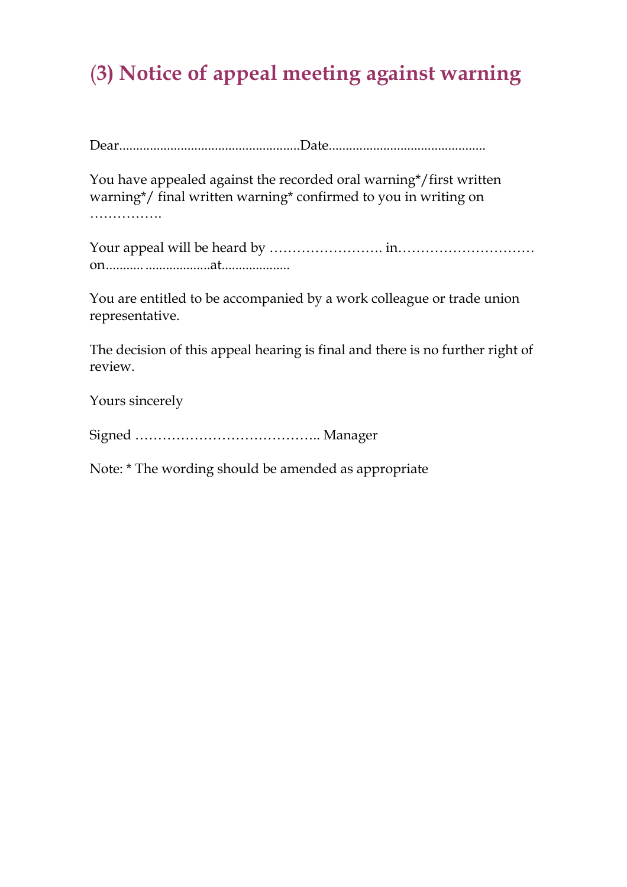# (3) Notice of appeal meeting against warning

Dear......................................................Date..............................................

You have appealed against the recorded oral warning*/first written warning*/ final written warning* confirmed to you in writing on …………….

Your appeal will be heard by ……………………. in………………………… on........... ...................at....................

You are entitled to be accompanied by a work colleague or trade union representative.

The decision of this appeal hearing is final and there is no further right of review.

Yours sincerely

Signed ………………………………….. Manager

Note: * The wording should be amended as appropriate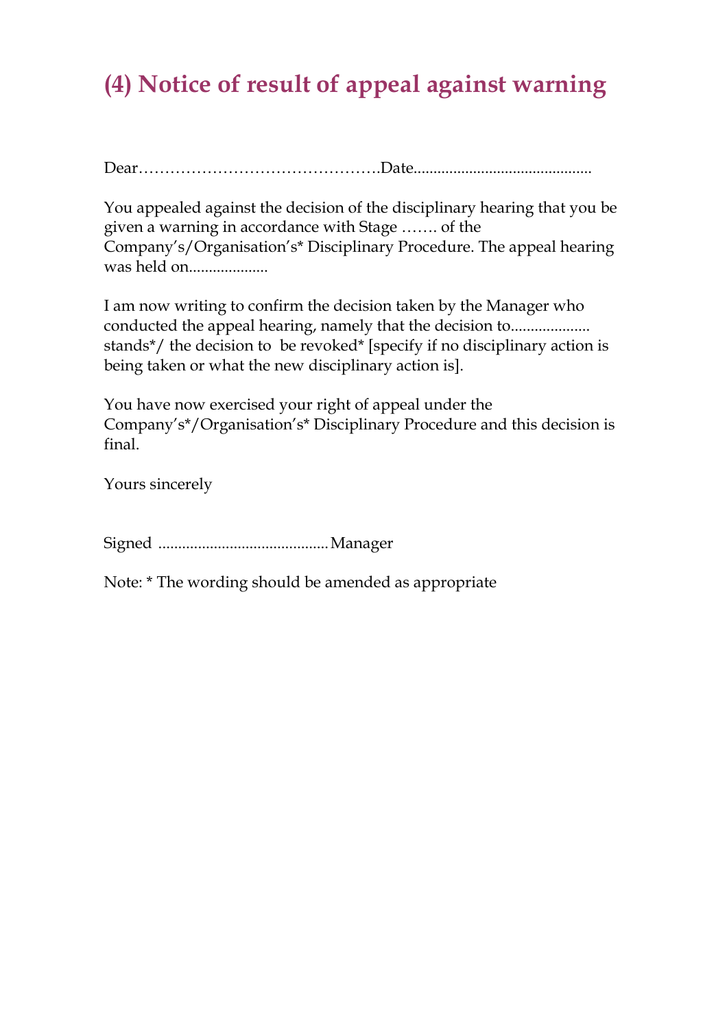# (4) Notice of result of appeal against warning

Dear……………………………………….Date............................................

You appealed against the decision of the disciplinary hearing that you be given a warning in accordance with Stage ……. of the Company's/Organisation's* Disciplinary Procedure. The appeal hearing was held on...................

I am now writing to confirm the decision taken by the Manager who conducted the appeal hearing, namely that the decision to................... stands*/ the decision to be revoked* [specify if no disciplinary action is being taken or what the new disciplinary action is].

You have now exercised your right of appeal under the Company's*/Organisation's* Disciplinary Procedure and this decision is final.

Yours sincerely

Signed ..........................................Manager

Note: * The wording should be amended as appropriate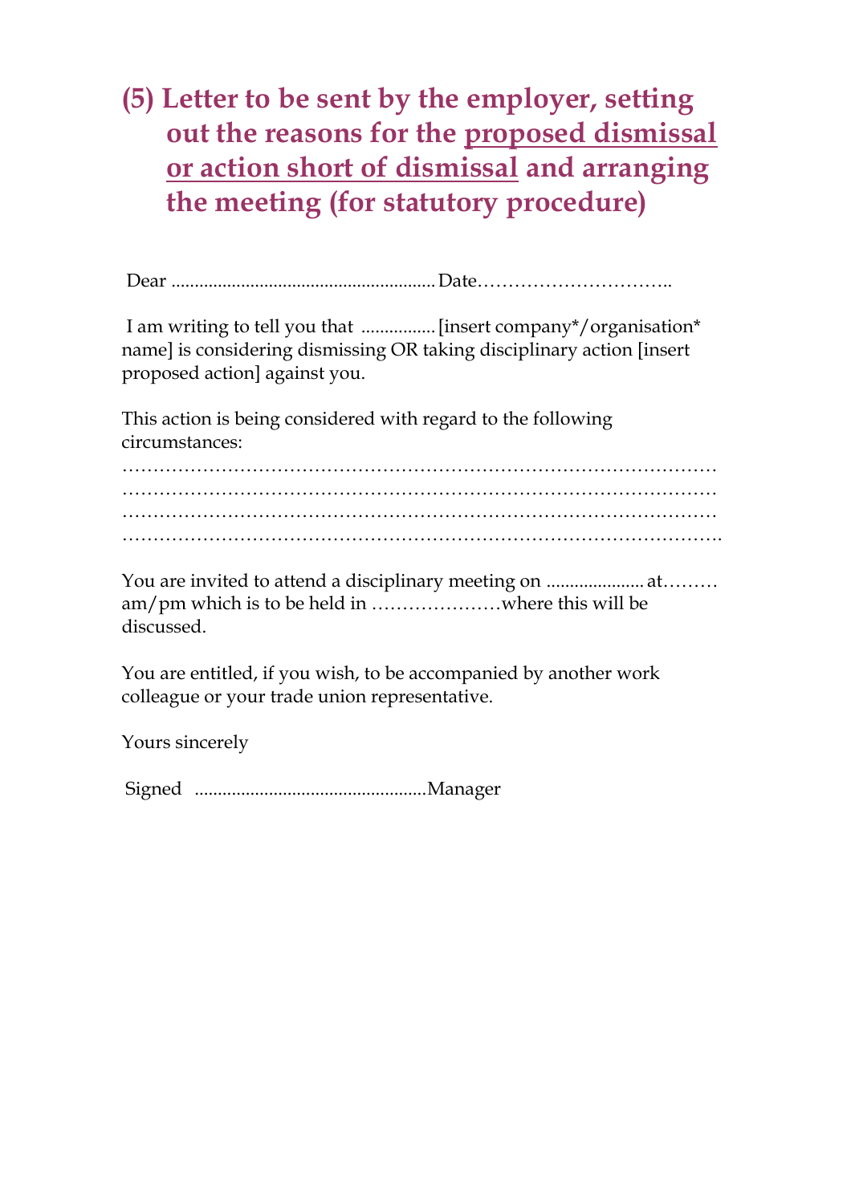## (5) Letter to be sent by the employer, setting out the reasons for the <u>proposed dismissal or action short of dismissal</u> and arranging the meeting (for statutory procedure)

Dear ........................................................ Date…………………………..

I am writing to tell you that ................ [insert company*/organisation* name] is considering dismissing OR taking disciplinary action [insert proposed action] against you.

This action is being considered with regard to the following circumstances:
…………………………………………………………………………………
…………………………………………………………………………………
…………………………………………………………………………………
…………………………………………………………………………………

You are invited to attend a disciplinary meeting on ..................... at……… am/pm which is to be held in …………………where this will be discussed.

You are entitled, if you wish, to be accompanied by another work colleague or your trade union representative.

Yours sincerely

Signed .................................................Manager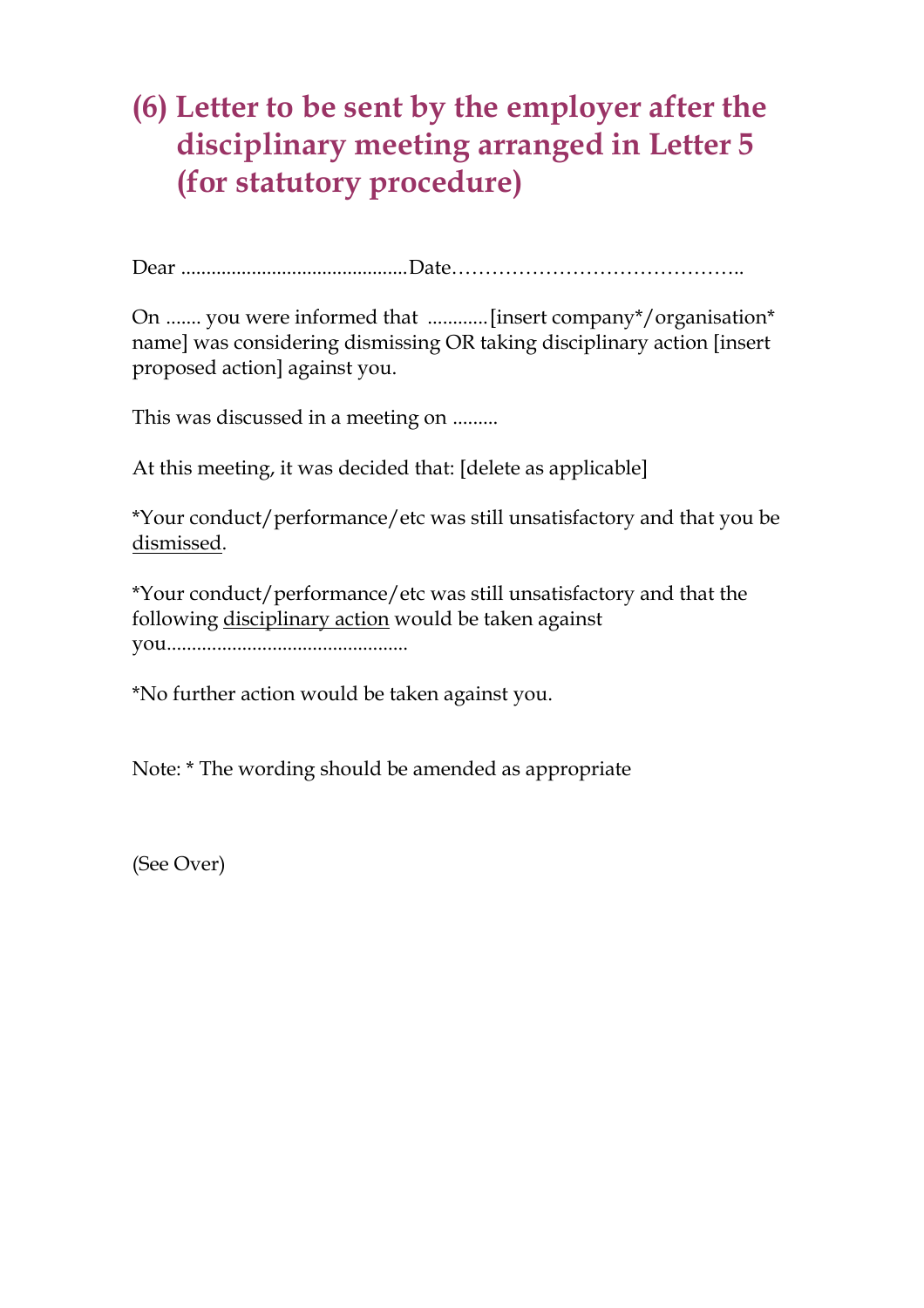# (6) Letter to be sent by the employer after the disciplinary meeting arranged in Letter 5 (for statutory procedure)

Dear ..............................................Date…………………………………..

On ....... you were informed that ............[insert company*/organisation* name] was considering dismissing OR taking disciplinary action [insert proposed action] against you.

This was discussed in a meeting on .........

At this meeting, it was decided that: [delete as applicable]

*Your conduct/performance/etc was still unsatisfactory and that you be <u>dismissed</u>.

*Your conduct/performance/etc was still unsatisfactory and that the following <u>disciplinary action</u> would be taken against you................................................

*No further action would be taken against you.

Note: * The wording should be amended as appropriate

(See Over)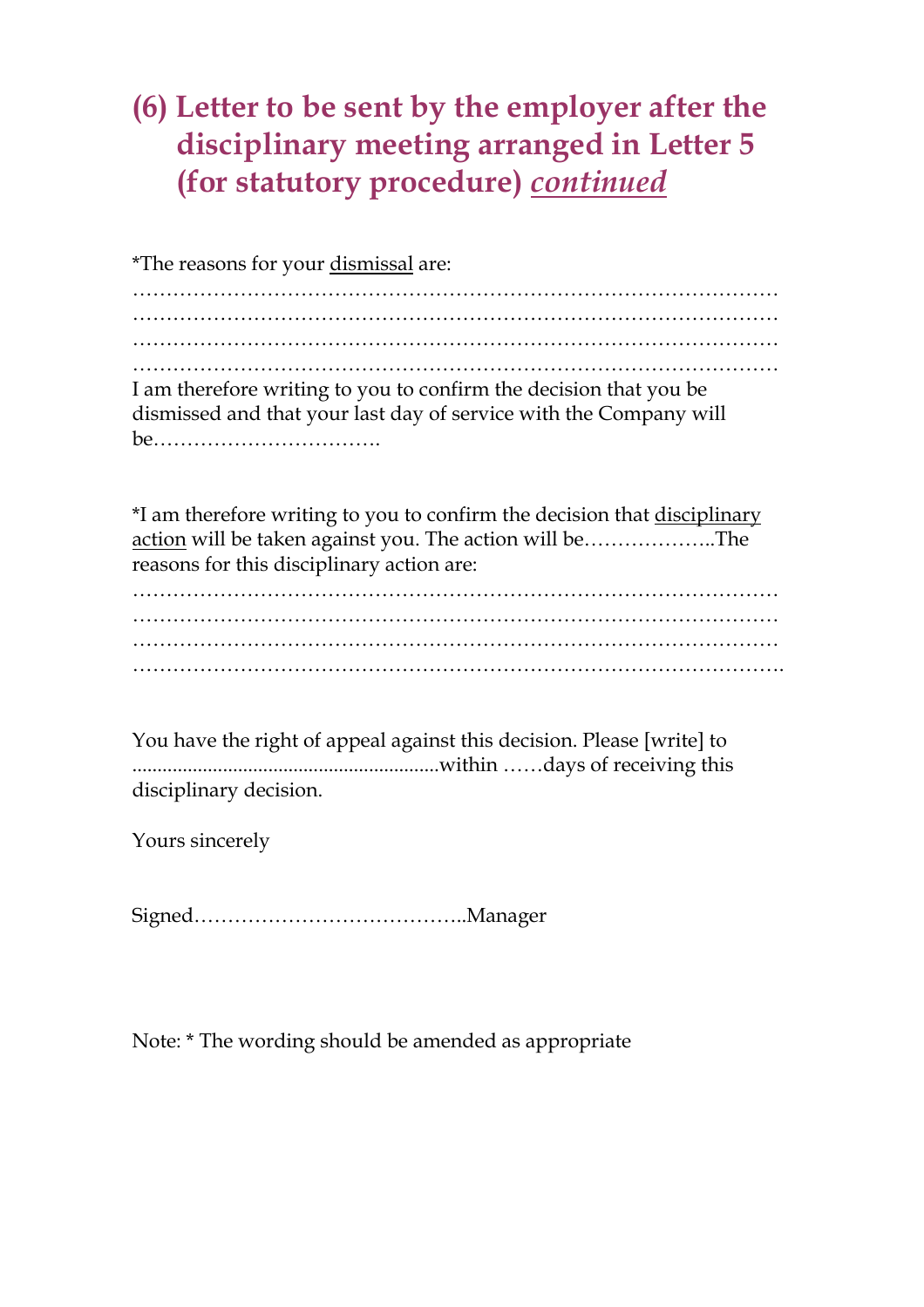# (6) Letter to be sent by the employer after the disciplinary meeting arranged in Letter 5 (for statutory procedure) *continued*

*The reasons for your dismissal are:
…………………………………………………………………………………
…………………………………………………………………………………
…………………………………………………………………………………
…………………………………………………………………………………
I am therefore writing to you to confirm the decision that you be dismissed and that your last day of service with the Company will be…………………………….

*I am therefore writing to you to confirm the decision that disciplinary action will be taken against you. The action will be………………..The reasons for this disciplinary action are:
…………………………………………………………………………………
…………………………………………………………………………………
…………………………………………………………………………………
………………………………………………………………………………….

You have the right of appeal against this decision. Please [write] to ..............................................................within ……days of receiving this disciplinary decision.

Yours sincerely

Signed…………………………………..Manager

Note: * The wording should be amended as appropriate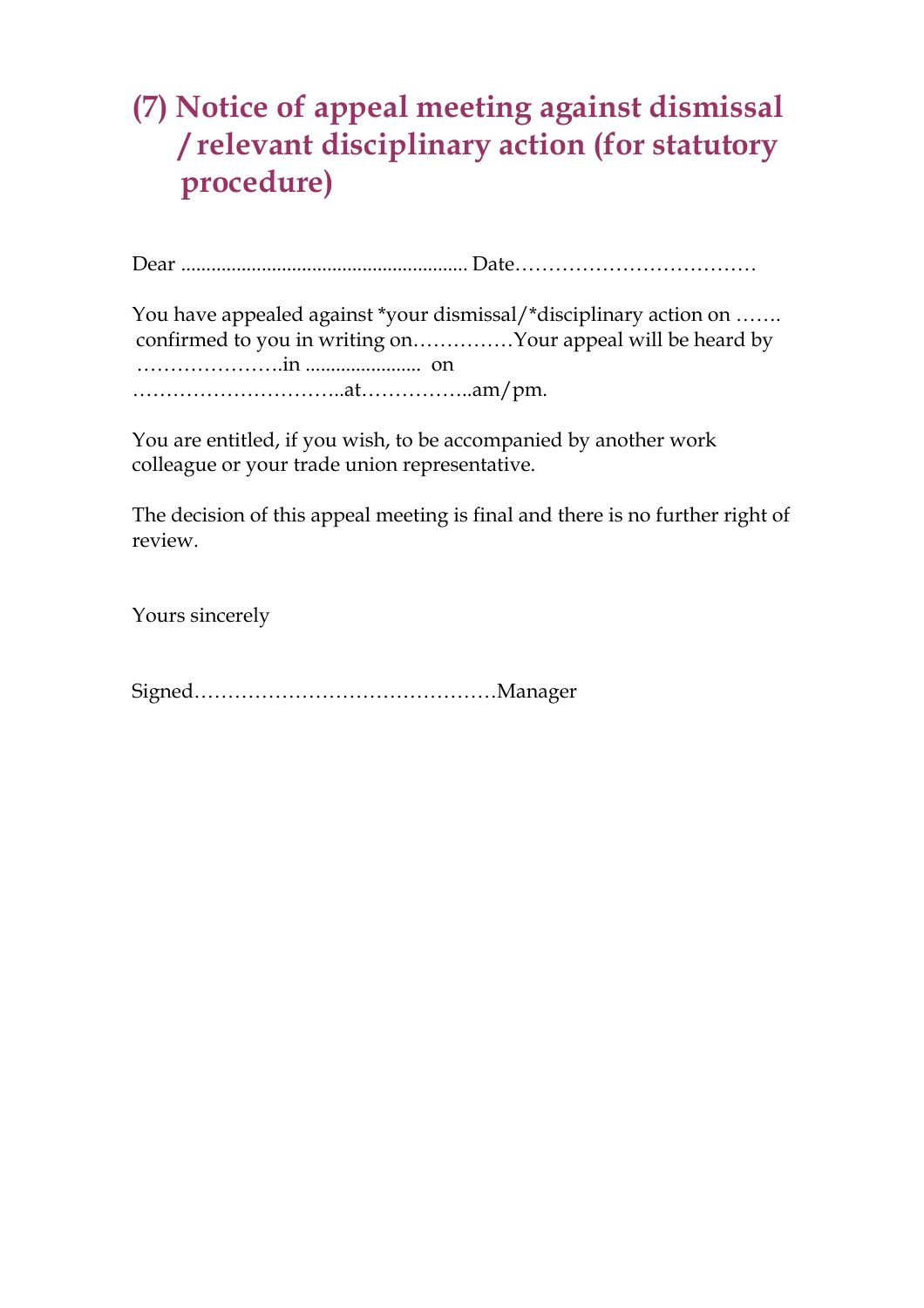# (7) Notice of appeal meeting against dismissal /relevant disciplinary action (for statutory procedure)

Dear ......................................................... Date………………………………

You have appealed against *your dismissal/*disciplinary action on ……. confirmed to you in writing on……………Your appeal will be heard by ………………….in ....................... on …………………………..at……………..am/pm.

You are entitled, if you wish, to be accompanied by another work colleague or your trade union representative.

The decision of this appeal meeting is final and there is no further right of review.

Yours sincerely

Signed………………………………………Manager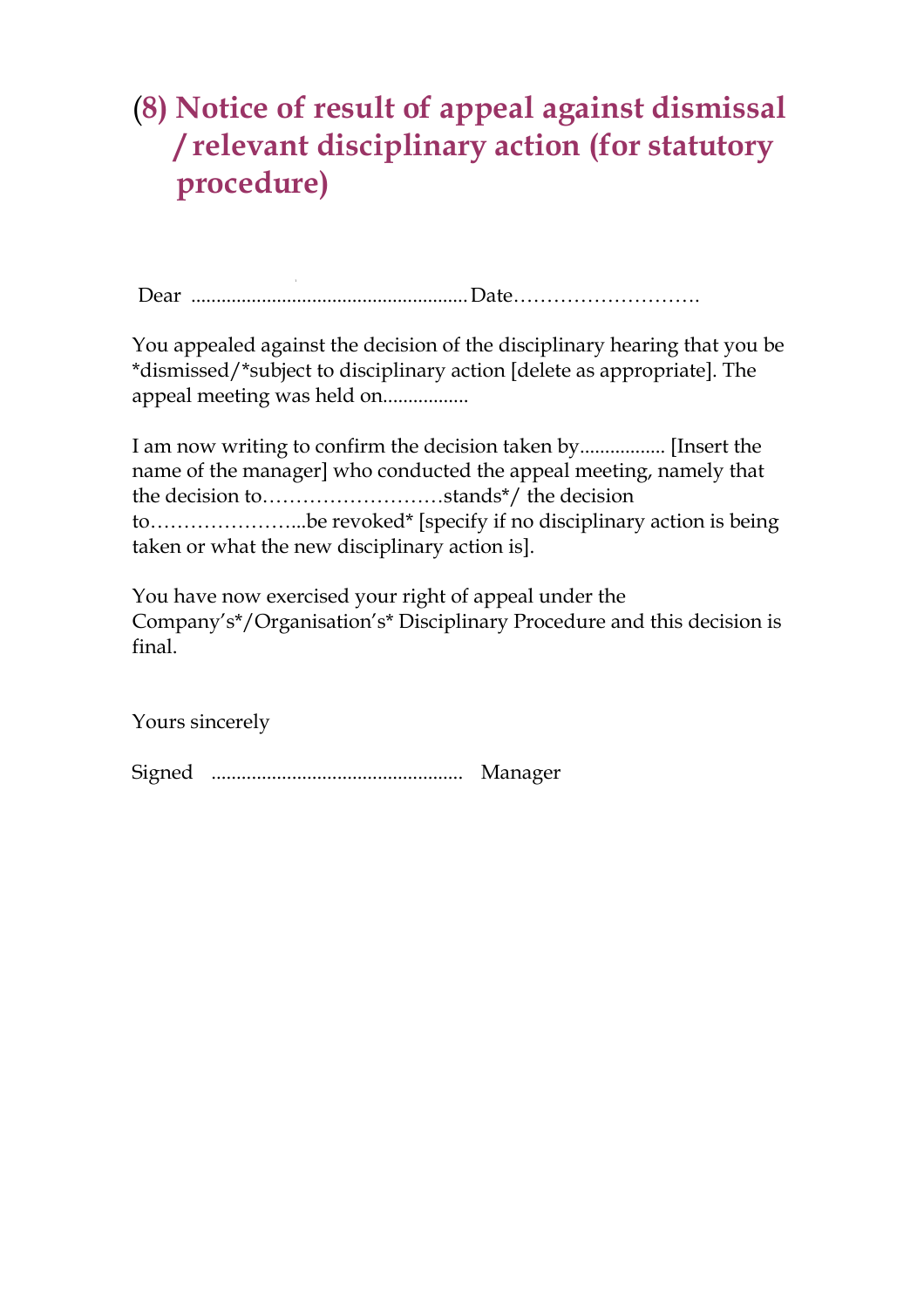# (8) Notice of result of appeal against dismissal / relevant disciplinary action (for statutory procedure)

Dear ....................................................... Date……………………….

You appealed against the decision of the disciplinary hearing that you be *dismissed/*subject to disciplinary action [delete as appropriate]. The appeal meeting was held on.................

I am now writing to confirm the decision taken by................. [Insert the name of the manager] who conducted the appeal meeting, namely that the decision to………………………stands*/ the decision to…………………...be revoked* [specify if no disciplinary action is being taken or what the new disciplinary action is].

You have now exercised your right of appeal under the Company's*/Organisation's* Disciplinary Procedure and this decision is final.

Yours sincerely

Signed ................................................. Manager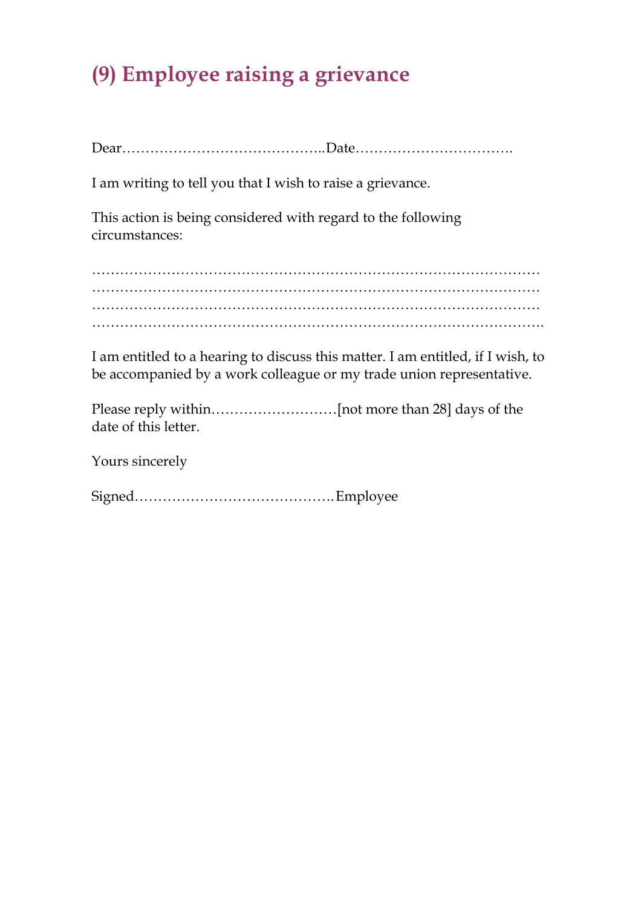# (9) Employee raising a grievance

Dear……………………………………..Date…………………………….

I am writing to tell you that I wish to raise a grievance.

This action is being considered with regard to the following circumstances:

…………………………………………………………………………………
…………………………………………………………………………………
…………………………………………………………………………………
………………………………………………………………………………….

I am entitled to a hearing to discuss this matter. I am entitled, if I wish, to be accompanied by a work colleague or my trade union representative.

Please reply within………………………[not more than 28] days of the date of this letter.

Yours sincerely

Signed…………………………………….Employee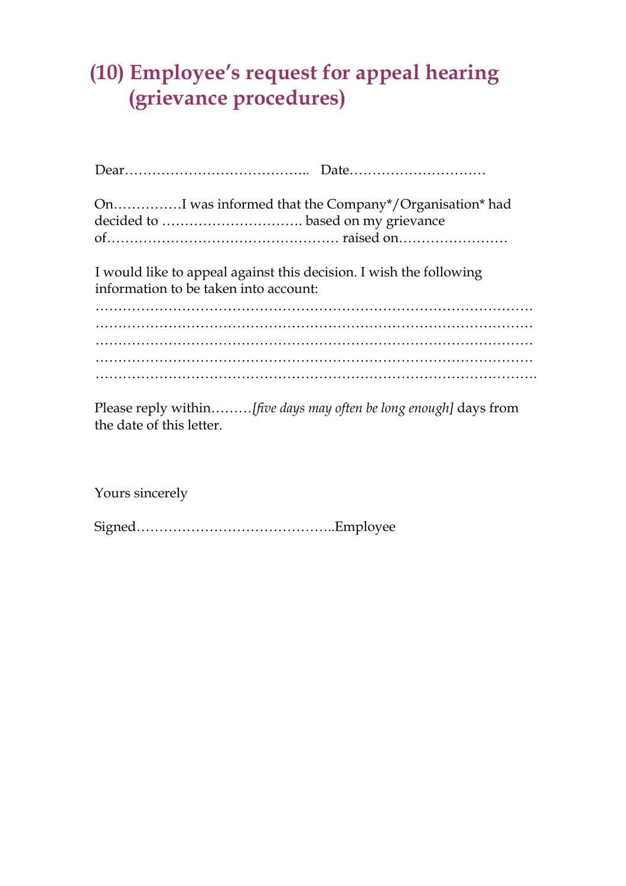# (10) Employee's request for appeal hearing (grievance procedures)

Dear…………………………………..  Date…………………………

On……………I was informed that the Company*/Organisation* had decided to …………………………. based on my grievance of…………………………………………… raised on……………………

I would like to appeal against this decision. I wish the following information to be taken into account:

………………………………………………………………………………
………………………………………………………………………………
………………………………………………………………………………
………………………………………………………………………………
……………………………………………………………………………….

Please reply within………*[five days may often be long enough]* days from the date of this letter.

Yours sincerely

Signed……………………………………..Employee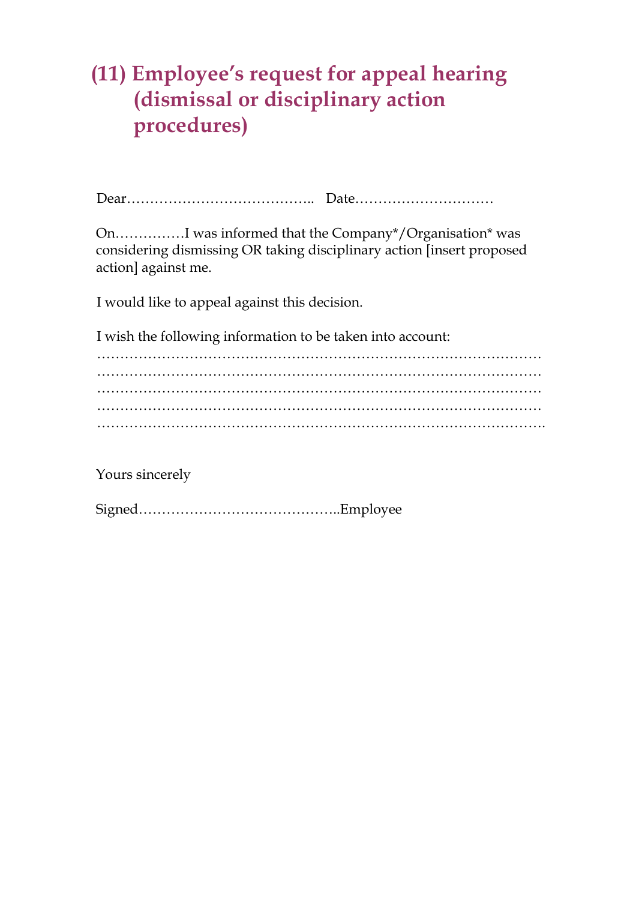# (11) Employee's request for appeal hearing (dismissal or disciplinary action procedures)

Dear………………………………….. Date…………………………

On……………I was informed that the Company*/Organisation* was considering dismissing OR taking disciplinary action [insert proposed action] against me.

I would like to appeal against this decision.

I wish the following information to be taken into account:
………………………………………………………………………………
………………………………………………………………………………
………………………………………………………………………………
………………………………………………………………………………
……………………………………………………………………………….

Yours sincerely

Signed……………………………………..Employee